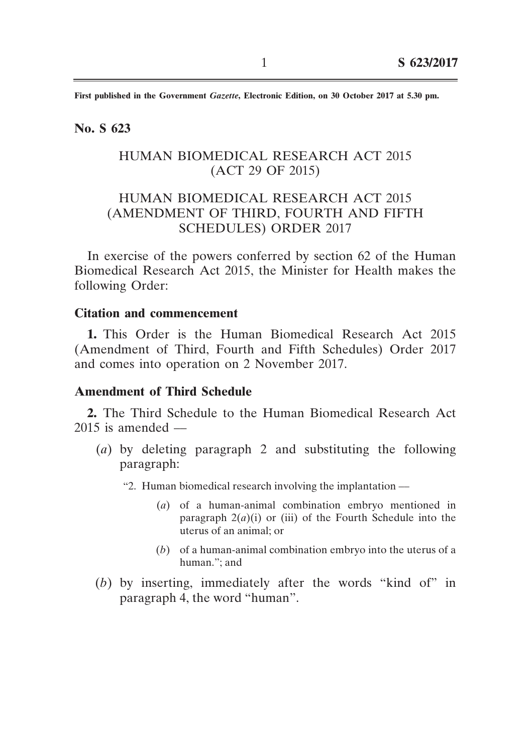First published in the Government *Gazette*, Electronic Edition, on 30 October 2017 at 5.30 pm.

**No. S 623**

HUMAN BIOMEDICAL RESEARCH ACT 2015
(ACT 29 OF 2015)

HUMAN BIOMEDICAL RESEARCH ACT 2015
(AMENDMENT OF THIRD, FOURTH AND FIFTH
SCHEDULES) ORDER 2017

In exercise of the powers conferred by section 62 of the Human Biomedical Research Act 2015, the Minister for Health makes the following Order:

**Citation and commencement**

**1.** This Order is the Human Biomedical Research Act 2015 (Amendment of Third, Fourth and Fifth Schedules) Order 2017 and comes into operation on 2 November 2017.

**Amendment of Third Schedule**

**2.** The Third Schedule to the Human Biomedical Research Act 2015 is amended —

(*a*) by deleting paragraph 2 and substituting the following paragraph:

"2. Human biomedical research involving the implantation —

(*a*) of a human-animal combination embryo mentioned in paragraph 2(*a*)(i) or (iii) of the Fourth Schedule into the uterus of an animal; or

(*b*) of a human-animal combination embryo into the uterus of a human."; and

(*b*) by inserting, immediately after the words "kind of" in paragraph 4, the word "human".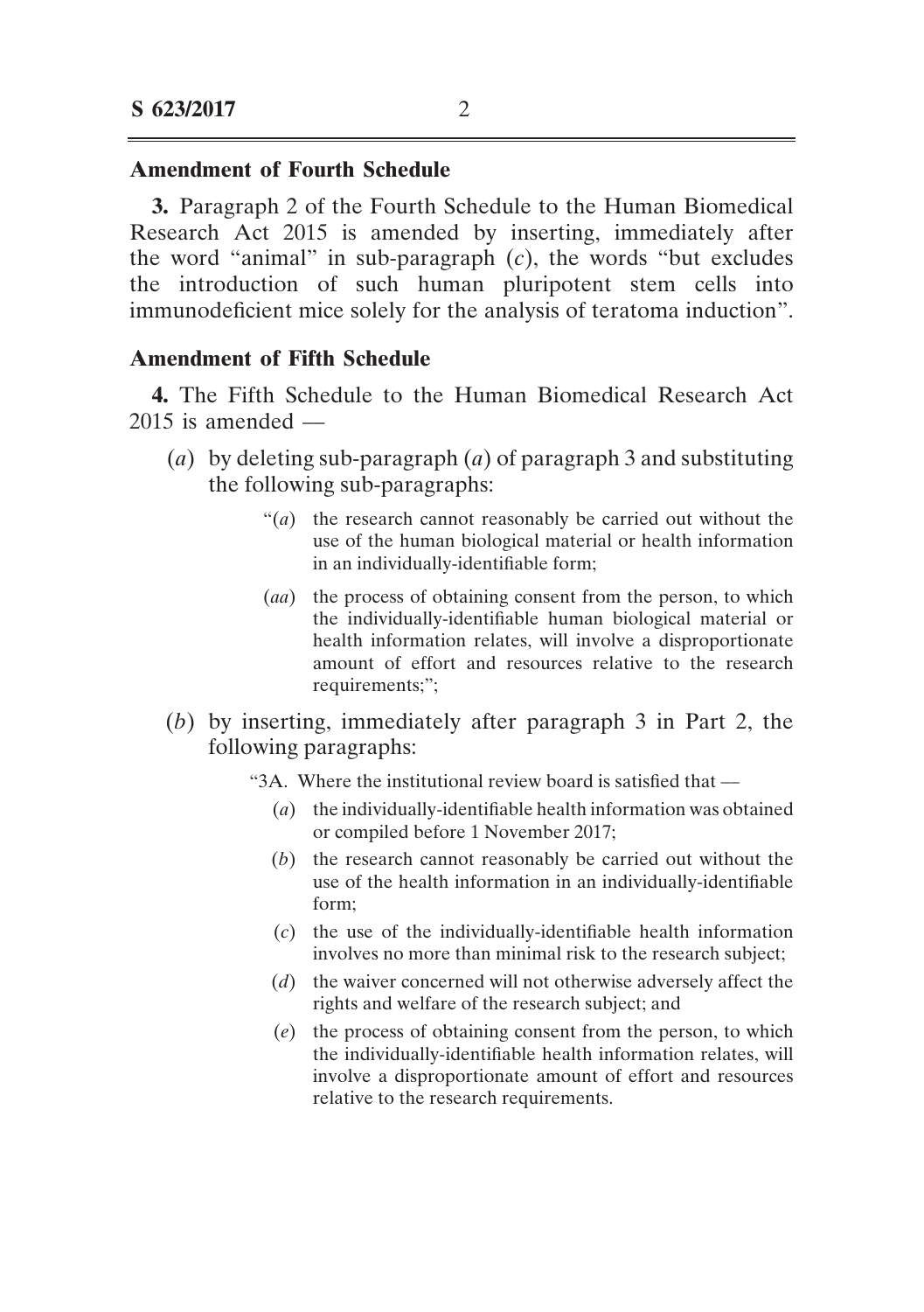**Amendment of Fourth Schedule**

**3.** Paragraph 2 of the Fourth Schedule to the Human Biomedical Research Act 2015 is amended by inserting, immediately after the word "animal" in sub-paragraph (*c*), the words "but excludes the introduction of such human pluripotent stem cells into immunodeficient mice solely for the analysis of teratoma induction".

**Amendment of Fifth Schedule**

**4.** The Fifth Schedule to the Human Biomedical Research Act 2015 is amended —

(*a*) by deleting sub-paragraph (*a*) of paragraph 3 and substituting the following sub-paragraphs:

> "(*a*) the research cannot reasonably be carried out without the use of the human biological material or health information in an individually-identifiable form;
>
> (*aa*) the process of obtaining consent from the person, to which the individually-identifiable human biological material or health information relates, will involve a disproportionate amount of effort and resources relative to the research requirements;";

(*b*) by inserting, immediately after paragraph 3 in Part 2, the following paragraphs:

> "3A. Where the institutional review board is satisfied that —
>
> (*a*) the individually-identifiable health information was obtained or compiled before 1 November 2017;
>
> (*b*) the research cannot reasonably be carried out without the use of the health information in an individually-identifiable form;
>
> (*c*) the use of the individually-identifiable health information involves no more than minimal risk to the research subject;
>
> (*d*) the waiver concerned will not otherwise adversely affect the rights and welfare of the research subject; and
>
> (*e*) the process of obtaining consent from the person, to which the individually-identifiable health information relates, will involve a disproportionate amount of effort and resources relative to the research requirements.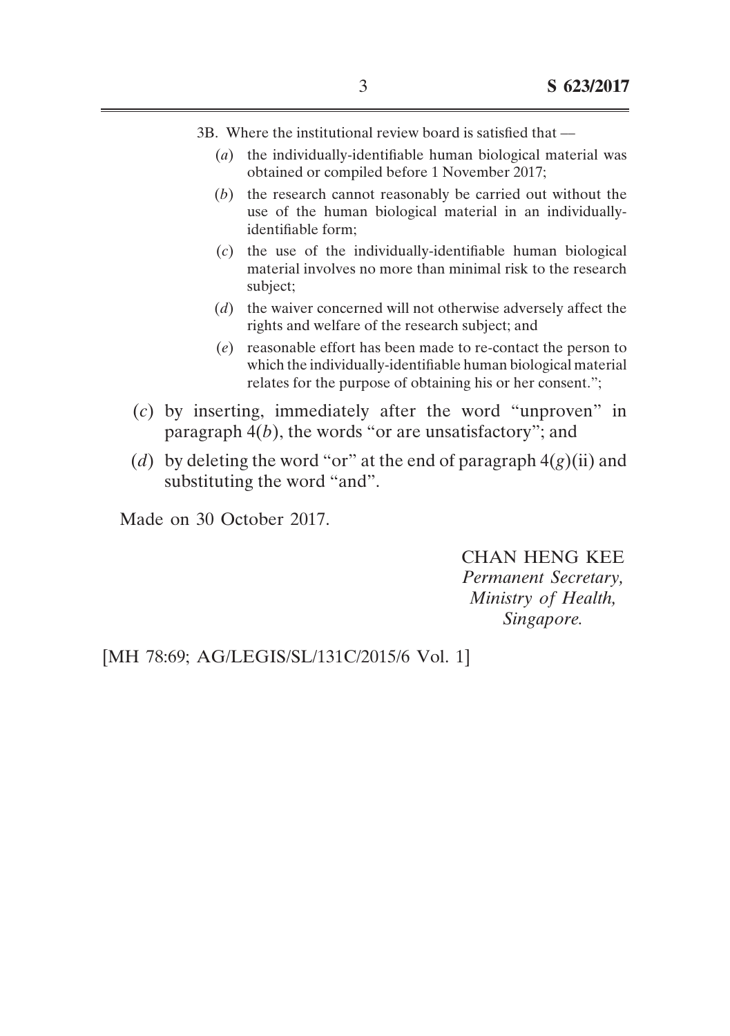3B. Where the institutional review board is satisfied that —

(*a*) the individually-identifiable human biological material was obtained or compiled before 1 November 2017;

(*b*) the research cannot reasonably be carried out without the use of the human biological material in an individually-identifiable form;

(*c*) the use of the individually-identifiable human biological material involves no more than minimal risk to the research subject;

(*d*) the waiver concerned will not otherwise adversely affect the rights and welfare of the research subject; and

(*e*) reasonable effort has been made to re-contact the person to which the individually-identifiable human biological material relates for the purpose of obtaining his or her consent.";

(*c*) by inserting, immediately after the word "unproven" in paragraph 4(*b*), the words "or are unsatisfactory"; and

(*d*) by deleting the word "or" at the end of paragraph 4(*g*)(ii) and substituting the word "and".

Made on 30 October 2017.

CHAN HENG KEE
*Permanent Secretary,*
*Ministry of Health,*
*Singapore.*

[MH 78:69; AG/LEGIS/SL/131C/2015/6 Vol. 1]